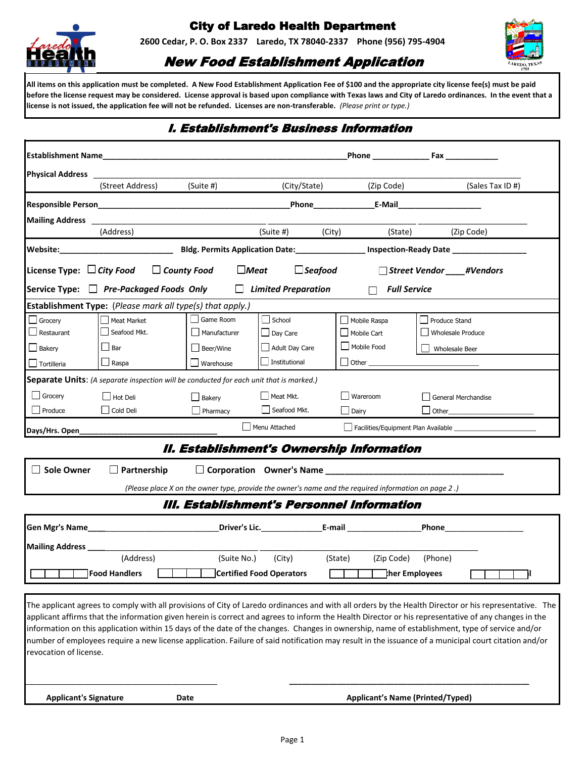# City of Laredo Health Department

**2600 Cedar, P. O. Box 2337 Laredo, TX 78040-2337 Phone (956) 795-4904**

## *New Food Establishment Application*

**All items on this application must be completed. A New Food Establishment Application Fee of $100 and the appropriate city license fee(s) must be paid before the license request may be considered. License approval is based upon compliance with Texas laws and City of Laredo ordinances. In the event that a license is not issued, the application fee will not be refunded. Licenses are non-transferable.** *(Please print or type.)*

## *I. Establishment's Business Information*

**Establishment Name**_______________________________________________________ **Phone** _____________ **Fax** ____________

**Physical Address** ______________________________________________________________________________

(Street Address) (Suite #) (City/State) (Zip Code) (Sales Tax ID #)

**Responsible Person**____________________________________________**Phone**______________**E-Mail**___________________

**Mailing Address** ________________________________________ _________________________________ ________________________

(Address) (Suite #) (City) (State) (Zip Code)

**Website:**_________________________ **Bldg. Permits Application Date:**_______________ **Inspection-Ready Date** ________________

**License Type:** ☐ ***City Food*** ☐ ***County Food*** ☐***Meat*** ☐***Seafood*** ☐ ***Street Vendor*** ____***#Vendors***

**Service Type:** ☐ ***Pre-Packaged Foods Only*** ☐ ***Limited Preparation*** ☐ ***Full Service***

**Establishment Type:** *(Please mark all type(s) that apply.)*

| | | | | | |
|---|---|---|---|---|---|
| ☐ Grocery | ☐ Meat Market | ☐ Game Room | ☐ School | ☐ Mobile Raspa | ☐ Produce Stand |
| ☐ Restaurant | ☐ Seafood Mkt. | ☐ Manufacturer | ☐ Day Care | ☐ Mobile Cart | ☐ Wholesale Produce |
| ☐ Bakery | ☐ Bar | ☐ Beer/Wine | ☐ Adult Day Care | ☐ Mobile Food | ☐ Wholesale Beer |
| ☐ Tortilleria | ☐ Raspa | ☐ Warehouse | ☐ Institutional | ☐ Other ______________________________ | |

**Separate Units**: *(A separate inspection will be conducted for each unit that is marked.)*

| | | | | | |
|---|---|---|---|---|---|
| ☐ Grocery | ☐ Hot Deli | ☐ Bakery | ☐ Meat Mkt. | ☐ Wareroom | ☐ General Merchandise |
| ☐ Produce | ☐ Cold Deli | ☐ Pharmacy | ☐ Seafood Mkt. | ☐ Dairy | ☐ Other______________________ |

**Days/Hrs. Open**________________________________ ☐ Menu Attached ☐ Facilities/Equipment Plan Available ____________________

## *II. Establishment's Ownership Information*

☐ **Sole Owner** ☐ **Partnership** ☐ **Corporation** **Owner's Name** _____________________________________

*(Please place X on the owner type, provide the owner's name and the required information on page 2 .)*

## *III. Establishment's Personnel Information*

**Gen Mgr's Name**____________________________**Driver's Lic.**______________**E-mail** _________________**Phone**__________________

**Mailing Address** ____________________________________________ ______________________________________________

(Address) (Suite No.) (City) (State) (Zip Code) (Phone)

☐☐☐☐ **Food Handlers** ☐☐☐☐ **Certified Food Operators** ☐☐☐☐ **ther Employees** ☐☐☐☐

The applicant agrees to comply with all provisions of City of Laredo ordinances and with all orders by the Health Director or his representative. The applicant affirms that the information given herein is correct and agrees to inform the Health Director or his representative of any changes in the information on this application within 15 days of the date of the changes. Changes in ownership, name of establishment, type of service and/or number of employees require a new license application. Failure of said notification may result in the issuance of a municipal court citation and/or revocation of license.

_____________________________________________ _______________________________________________________

**Applicant's Signature** **Date** **Applicant's Name (Printed/Typed)**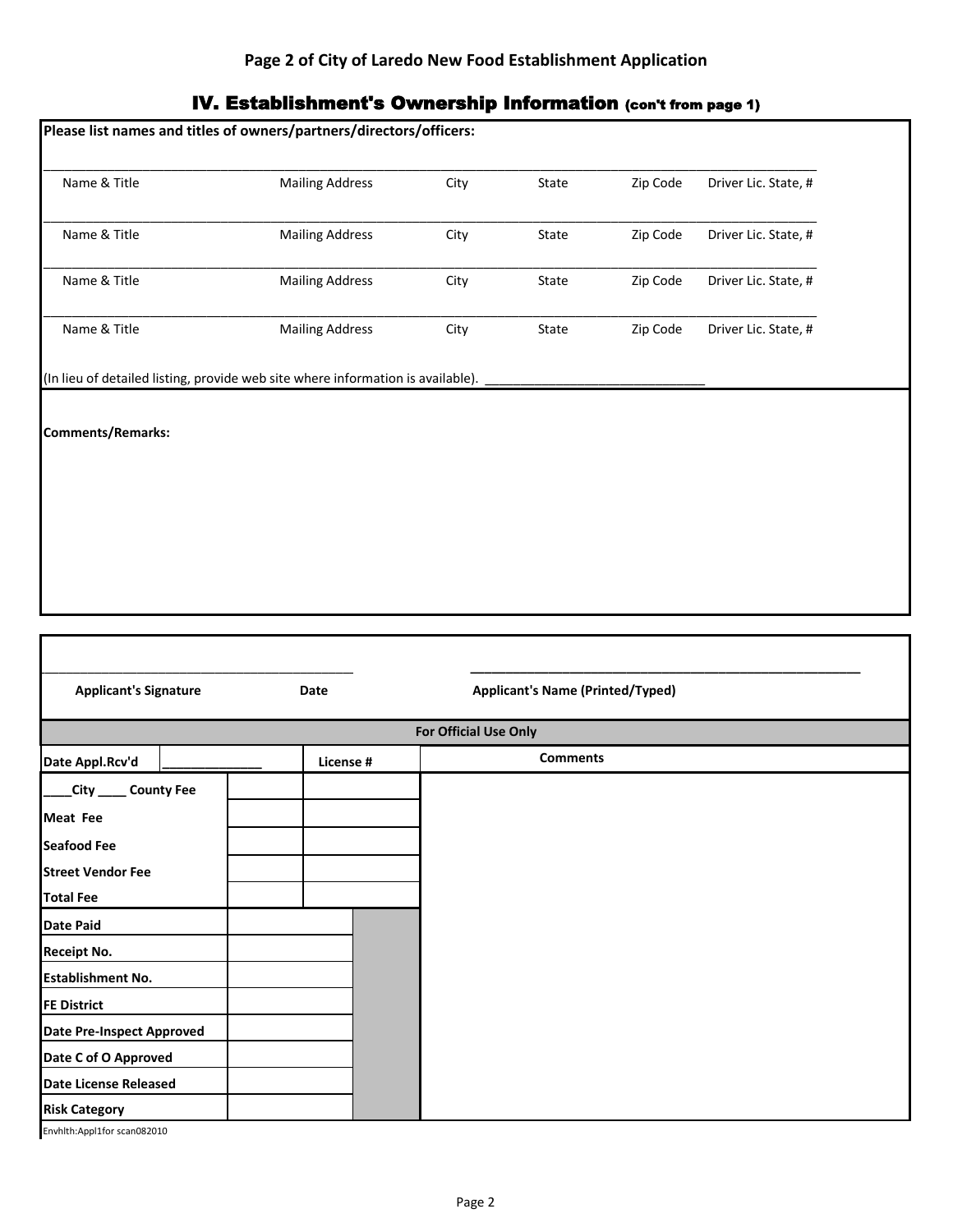# Page 2 of City of Laredo New Food Establishment Application

## IV. Establishment's Ownership Information (con't from page 1)

**Please list names and titles of owners/partners/directors/officers:**

| Name & Title | Mailing Address | City | State | Zip Code | Driver Lic. State, # |
|---|---|---|---|---|---|
| | | | | | |
| Name & Title | Mailing Address | City | State | Zip Code | Driver Lic. State, # |
| | | | | | |
| Name & Title | Mailing Address | City | State | Zip Code | Driver Lic. State, # |
| | | | | | |
| Name & Title | Mailing Address | City | State | Zip Code | Driver Lic. State, # |

(In lieu of detailed listing, provide web site where information is available). ______________________________

**Comments/Remarks:**

_____________________________________________ ______________________________________________________

**Applicant's Signature** **Date** **Applicant's Name (Printed/Typed)**

**For Official Use Only**

| **Date Appl.Rcv'd** | ______________ | **License #** | **Comments** |
|---|---|---|---|
| **____City ____ County Fee** | | | |
| **Meat Fee** | | | |
| **Seafood Fee** | | | |
| **Street Vendor Fee** | | | |
| **Total Fee** | | | |
| **Date Paid** | | | |
| **Receipt No.** | | | |
| **Establishment No.** | | | |
| **FE District** | | | |
| **Date Pre-Inspect Approved** | | | |
| **Date C of O Approved** | | | |
| **Date License Released** | | | |
| **Risk Category** | | | |

Envhlth:Appl1for scan082010